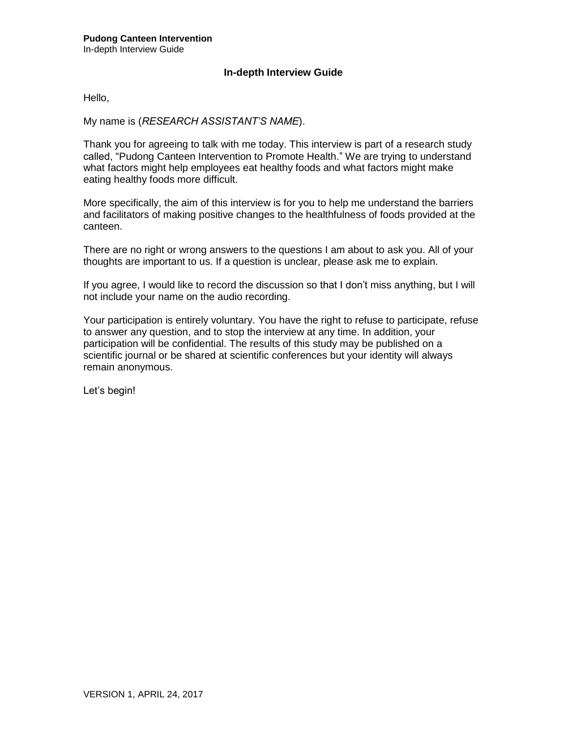# In-depth Interview Guide

Hello,

My name is (*RESEARCH ASSISTANT'S NAME*).

Thank you for agreeing to talk with me today. This interview is part of a research study called, "Pudong Canteen Intervention to Promote Health." We are trying to understand what factors might help employees eat healthy foods and what factors might make eating healthy foods more difficult.

More specifically, the aim of this interview is for you to help me understand the barriers and facilitators of making positive changes to the healthfulness of foods provided at the canteen.

There are no right or wrong answers to the questions I am about to ask you. All of your thoughts are important to us. If a question is unclear, please ask me to explain.

If you agree, I would like to record the discussion so that I don't miss anything, but I will not include your name on the audio recording.

Your participation is entirely voluntary. You have the right to refuse to participate, refuse to answer any question, and to stop the interview at any time. In addition, your participation will be confidential. The results of this study may be published on a scientific journal or be shared at scientific conferences but your identity will always remain anonymous.

Let's begin!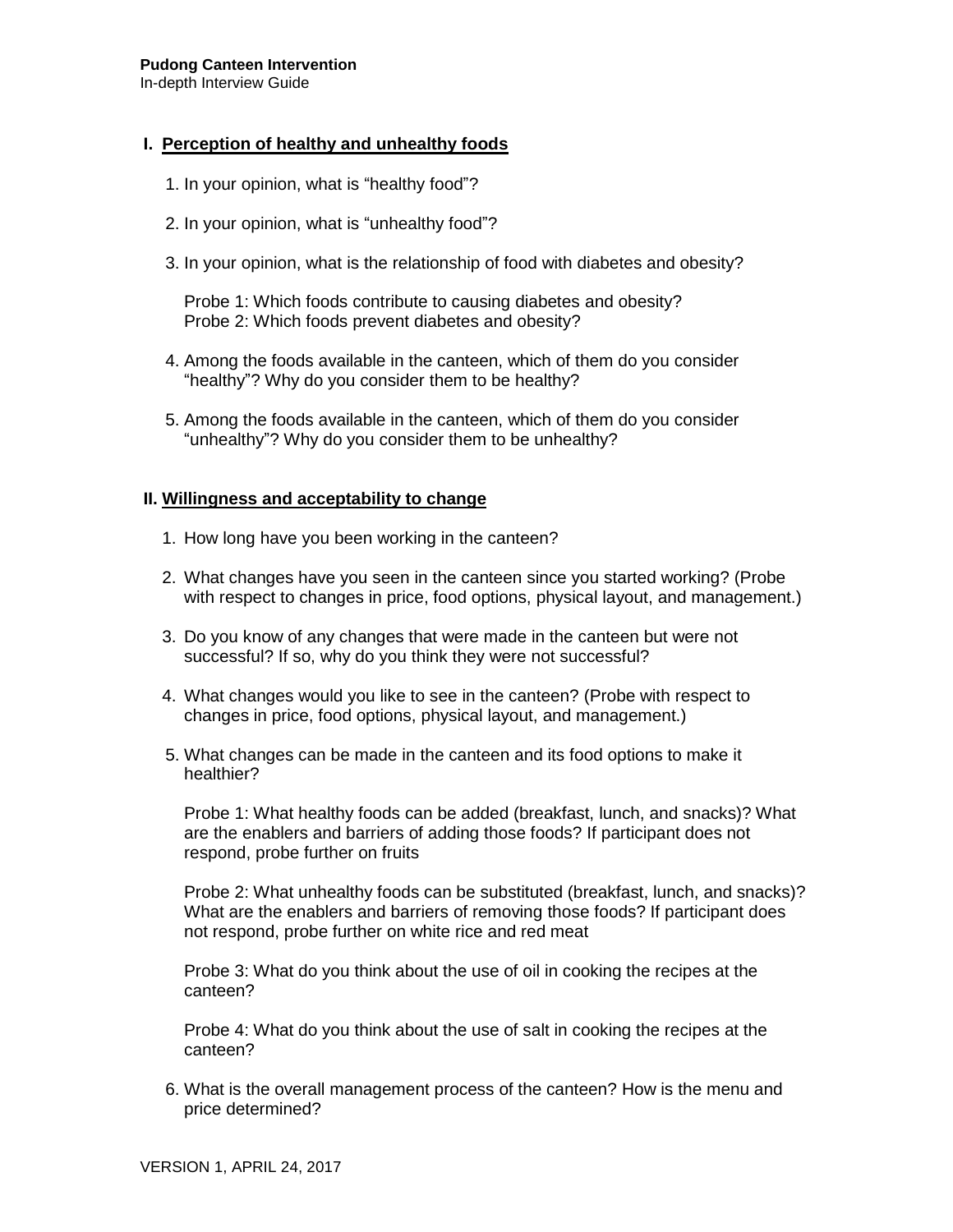## I. Perception of healthy and unhealthy foods

1. In your opinion, what is “healthy food”?
2. In your opinion, what is “unhealthy food”?
3. In your opinion, what is the relationship of food with diabetes and obesity?

   Probe 1: Which foods contribute to causing diabetes and obesity?
   Probe 2: Which foods prevent diabetes and obesity?

4. Among the foods available in the canteen, which of them do you consider “healthy”? Why do you consider them to be healthy?
5. Among the foods available in the canteen, which of them do you consider “unhealthy”? Why do you consider them to be unhealthy?

## II. Willingness and acceptability to change

1. How long have you been working in the canteen?
2. What changes have you seen in the canteen since you started working? (Probe with respect to changes in price, food options, physical layout, and management.)
3. Do you know of any changes that were made in the canteen but were not successful? If so, why do you think they were not successful?
4. What changes would you like to see in the canteen? (Probe with respect to changes in price, food options, physical layout, and management.)
5. What changes can be made in the canteen and its food options to make it healthier?

   Probe 1: What healthy foods can be added (breakfast, lunch, and snacks)? What are the enablers and barriers of adding those foods? If participant does not respond, probe further on fruits

   Probe 2: What unhealthy foods can be substituted (breakfast, lunch, and snacks)? What are the enablers and barriers of removing those foods? If participant does not respond, probe further on white rice and red meat

   Probe 3: What do you think about the use of oil in cooking the recipes at the canteen?

   Probe 4: What do you think about the use of salt in cooking the recipes at the canteen?

6. What is the overall management process of the canteen? How is the menu and price determined?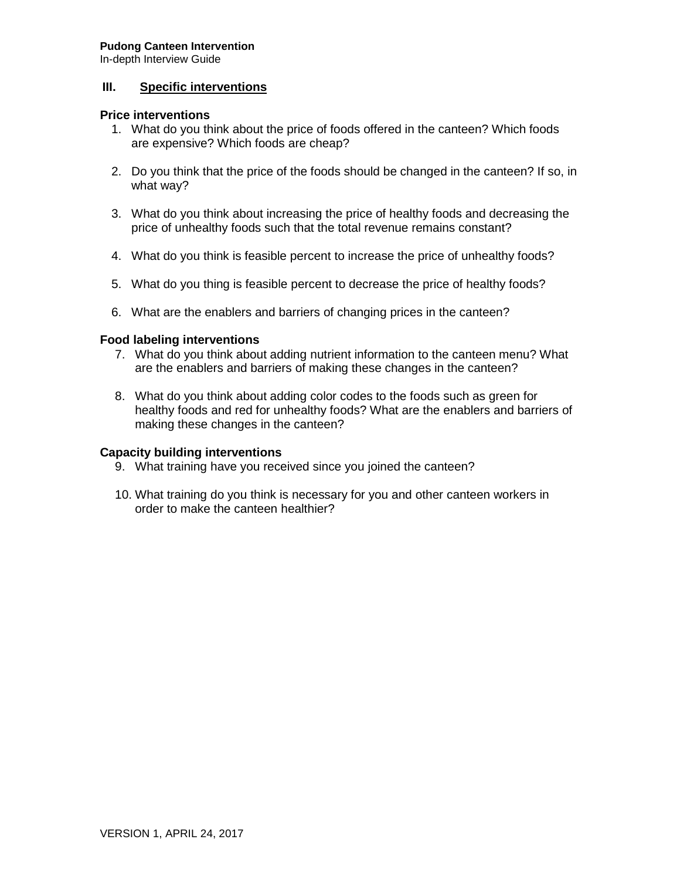## III. Specific interventions

### Price interventions

1. What do you think about the price of foods offered in the canteen? Which foods are expensive? Which foods are cheap?

2. Do you think that the price of the foods should be changed in the canteen? If so, in what way?

3. What do you think about increasing the price of healthy foods and decreasing the price of unhealthy foods such that the total revenue remains constant?

4. What do you think is feasible percent to increase the price of unhealthy foods?

5. What do you thing is feasible percent to decrease the price of healthy foods?

6. What are the enablers and barriers of changing prices in the canteen?

### Food labeling interventions

7. What do you think about adding nutrient information to the canteen menu? What are the enablers and barriers of making these changes in the canteen?

8. What do you think about adding color codes to the foods such as green for healthy foods and red for unhealthy foods? What are the enablers and barriers of making these changes in the canteen?

### Capacity building interventions

9. What training have you received since you joined the canteen?

10. What training do you think is necessary for you and other canteen workers in order to make the canteen healthier?